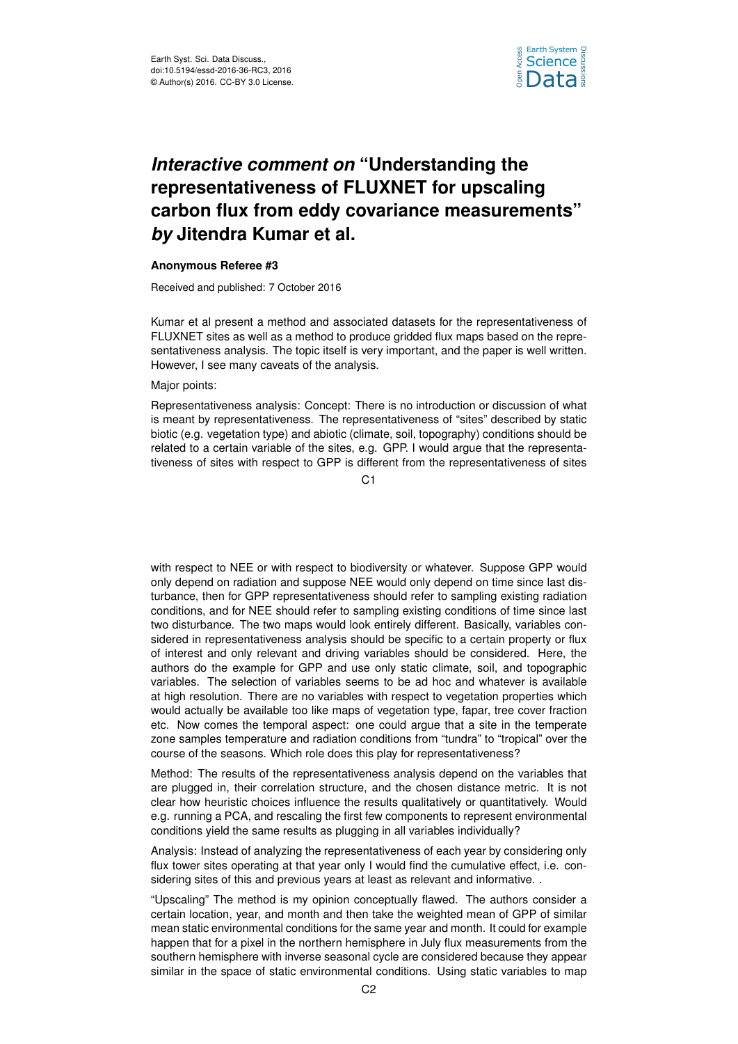# *Interactive comment on* "Understanding the representativeness of FLUXNET for upscaling carbon flux from eddy covariance measurements" *by* Jitendra Kumar et al.

**Anonymous Referee #3**

Received and published: 7 October 2016

Kumar et al present a method and associated datasets for the representativeness of FLUXNET sites as well as a method to produce gridded flux maps based on the representativeness analysis. The topic itself is very important, and the paper is well written. However, I see many caveats of the analysis.

Major points:

Representativeness analysis: Concept: There is no introduction or discussion of what is meant by representativeness. The representativeness of "sites" described by static biotic (e.g. vegetation type) and abiotic (climate, soil, topography) conditions should be related to a certain variable of the sites, e.g. GPP. I would argue that the representativeness of sites with respect to GPP is different from the representativeness of sites with respect to NEE or with respect to biodiversity or whatever. Suppose GPP would only depend on radiation and suppose NEE would only depend on time since last disturbance, then for GPP representativeness should refer to sampling existing radiation conditions, and for NEE should refer to sampling existing conditions of time since last two disturbance. The two maps would look entirely different. Basically, variables considered in representativeness analysis should be specific to a certain property or flux of interest and only relevant and driving variables should be considered. Here, the authors do the example for GPP and use only static climate, soil, and topographic variables. The selection of variables seems to be ad hoc and whatever is available at high resolution. There are no variables with respect to vegetation properties which would actually be available too like maps of vegetation type, fapar, tree cover fraction etc. Now comes the temporal aspect: one could argue that a site in the temperate zone samples temperature and radiation conditions from "tundra" to "tropical" over the course of the seasons. Which role does this play for representativeness?

Method: The results of the representativeness analysis depend on the variables that are plugged in, their correlation structure, and the chosen distance metric. It is not clear how heuristic choices influence the results qualitatively or quantitatively. Would e.g. running a PCA, and rescaling the first few components to represent environmental conditions yield the same results as plugging in all variables individually?

Analysis: Instead of analyzing the representativeness of each year by considering only flux tower sites operating at that year only I would find the cumulative effect, i.e. considering sites of this and previous years at least as relevant and informative. .

"Upscaling" The method is my opinion conceptually flawed. The authors consider a certain location, year, and month and then take the weighted mean of GPP of similar mean static environmental conditions for the same year and month. It could for example happen that for a pixel in the northern hemisphere in July flux measurements from the southern hemisphere with inverse seasonal cycle are considered because they appear similar in the space of static environmental conditions. Using static variables to map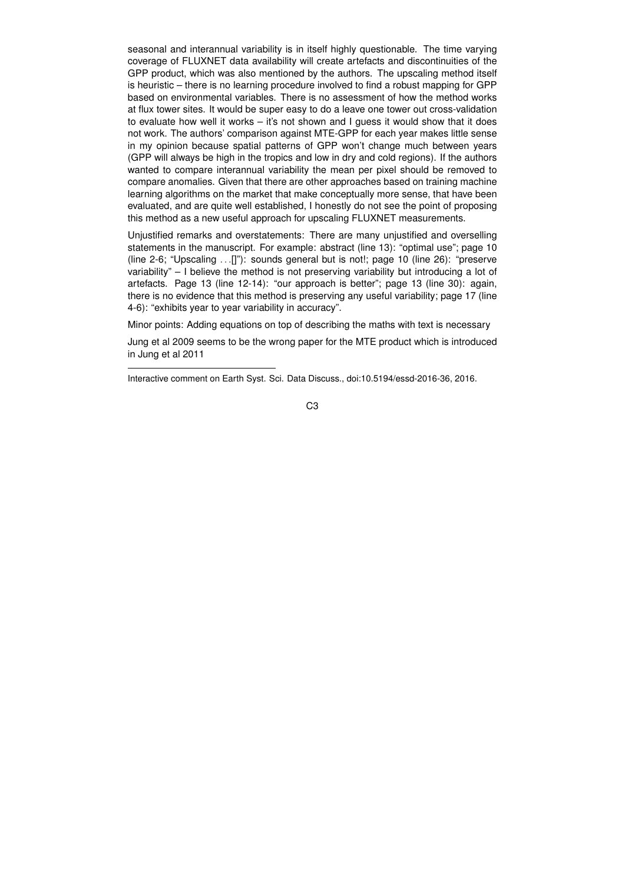seasonal and interannual variability is in itself highly questionable. The time varying coverage of FLUXNET data availability will create artefacts and discontinuities of the GPP product, which was also mentioned by the authors. The upscaling method itself is heuristic – there is no learning procedure involved to find a robust mapping for GPP based on environmental variables. There is no assessment of how the method works at flux tower sites. It would be super easy to do a leave one tower out cross-validation to evaluate how well it works – it's not shown and I guess it would show that it does not work. The authors' comparison against MTE-GPP for each year makes little sense in my opinion because spatial patterns of GPP won't change much between years (GPP will always be high in the tropics and low in dry and cold regions). If the authors wanted to compare interannual variability the mean per pixel should be removed to compare anomalies. Given that there are other approaches based on training machine learning algorithms on the market that make conceptually more sense, that have been evaluated, and are quite well established, I honestly do not see the point of proposing this method as a new useful approach for upscaling FLUXNET measurements.

Unjustified remarks and overstatements: There are many unjustified and overselling statements in the manuscript. For example: abstract (line 13): "optimal use"; page 10 (line 2-6; "Upscaling ...[]"): sounds general but is not!; page 10 (line 26): "preserve variability" – I believe the method is not preserving variability but introducing a lot of artefacts. Page 13 (line 12-14): "our approach is better"; page 13 (line 30): again, there is no evidence that this method is preserving any useful variability; page 17 (line 4-6): "exhibits year to year variability in accuracy".

Minor points: Adding equations on top of describing the maths with text is necessary

Jung et al 2009 seems to be the wrong paper for the MTE product which is introduced in Jung et al 2011

---

Interactive comment on Earth Syst. Sci. Data Discuss., doi:10.5194/essd-2016-36, 2016.